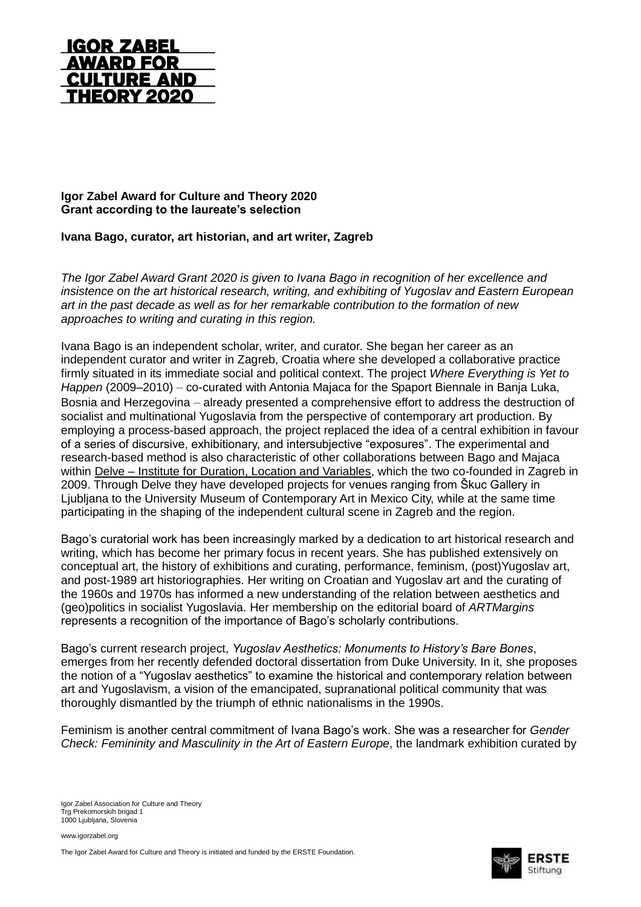# IGOR ZABEL AWARD FOR CULTURE AND THEORY 2020

**Igor Zabel Award for Culture and Theory 2020**
**Grant according to the laureate's selection**

**Ivana Bago, curator, art historian, and art writer, Zagreb**

*The Igor Zabel Award Grant 2020 is given to Ivana Bago in recognition of her excellence and insistence on the art historical research, writing, and exhibiting of Yugoslav and Eastern European art in the past decade as well as for her remarkable contribution to the formation of new approaches to writing and curating in this region.*

Ivana Bago is an independent scholar, writer, and curator. She began her career as an independent curator and writer in Zagreb, Croatia where she developed a collaborative practice firmly situated in its immediate social and political context. The project *Where Everything is Yet to Happen* (2009–2010) – co-curated with Antonia Majaca for the Spaport Biennale in Banja Luka, Bosnia and Herzegovina – already presented a comprehensive effort to address the destruction of socialist and multinational Yugoslavia from the perspective of contemporary art production. By employing a process-based approach, the project replaced the idea of a central exhibition in favour of a series of discursive, exhibitionary, and intersubjective "exposures". The experimental and research-based method is also characteristic of other collaborations between Bago and Majaca within Delve – Institute for Duration, Location and Variables, which the two co-founded in Zagreb in 2009. Through Delve they have developed projects for venues ranging from Škuc Gallery in Ljubljana to the University Museum of Contemporary Art in Mexico City, while at the same time participating in the shaping of the independent cultural scene in Zagreb and the region.

Bago's curatorial work has been increasingly marked by a dedication to art historical research and writing, which has become her primary focus in recent years. She has published extensively on conceptual art, the history of exhibitions and curating, performance, feminism, (post)Yugoslav art, and post-1989 art historiographies. Her writing on Croatian and Yugoslav art and the curating of the 1960s and 1970s has informed a new understanding of the relation between aesthetics and (geo)politics in socialist Yugoslavia. Her membership on the editorial board of *ARTMargins* represents a recognition of the importance of Bago's scholarly contributions.

Bago's current research project, *Yugoslav Aesthetics: Monuments to History's Bare Bones*, emerges from her recently defended doctoral dissertation from Duke University. In it, she proposes the notion of a "Yugoslav aesthetics" to examine the historical and contemporary relation between art and Yugoslavism, a vision of the emancipated, supranational political community that was thoroughly dismantled by the triumph of ethnic nationalisms in the 1990s.

Feminism is another central commitment of Ivana Bago's work. She was a researcher for *Gender Check: Femininity and Masculinity in the Art of Eastern Europe*, the landmark exhibition curated by

Igor Zabel Association for Culture and Theory
Trg Prekomorskih brigad 1
1000 Ljubljana, Slovenia

www.igorzabel.org

The Igor Zabel Award for Culture and Theory is initiated and funded by the ERSTE Foundation.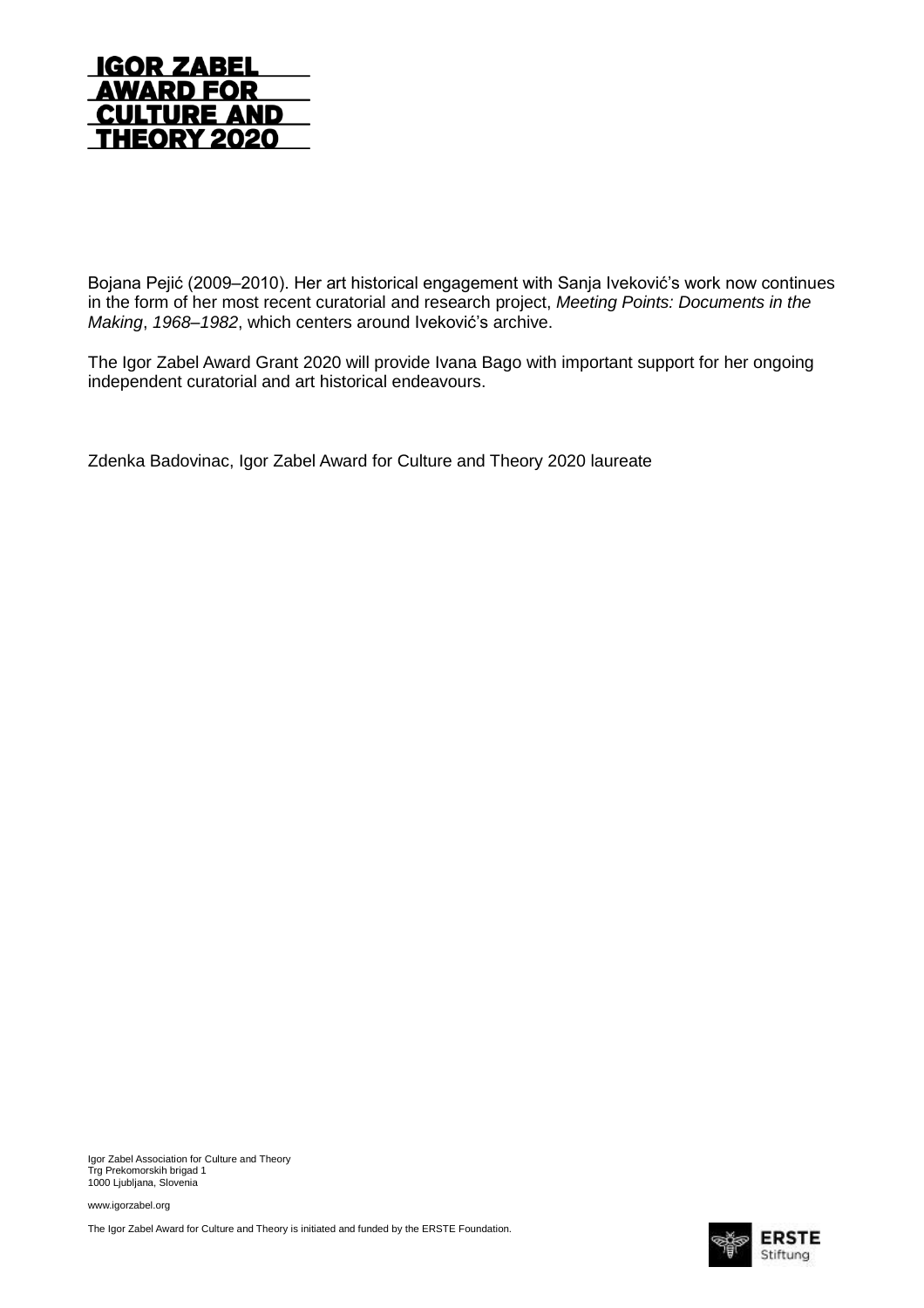Bojana Pejić (2009–2010). Her art historical engagement with Sanja Iveković's work now continues in the form of her most recent curatorial and research project, *Meeting Points: Documents in the Making*, *1968–1982*, which centers around Iveković's archive.

The Igor Zabel Award Grant 2020 will provide Ivana Bago with important support for her ongoing independent curatorial and art historical endeavours.

Zdenka Badovinac, Igor Zabel Award for Culture and Theory 2020 laureate